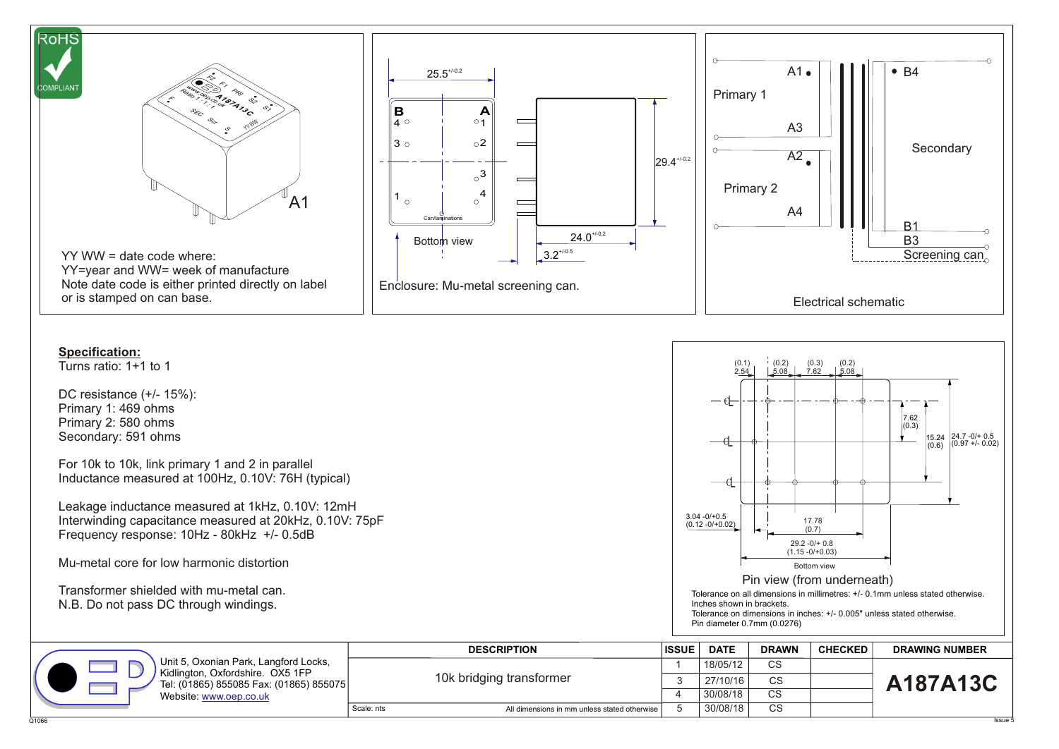RoHS COMPLIANT

A1

YY WW = date code where:
YY=year and WW= week of manufacture
Note date code is either printed directly on label or is stamped on can base.

25.5 $^{+/-0.2}$

B 4, 3, 1 — A 1, 2, 3, 4

Can/laminations

Bottom view

29.4 $^{+/-0.2}$

24.0 $^{+/-0.2}$

3.2 $^{+/-0.5}$

Enclosure: Mu-metal screening can.

Primary 1: A1, A3
Primary 2: A2, A4
Secondary: B4, B1
B3 Screening can

Electrical schematic

**Specification:**

Turns ratio: 1+1 to 1

DC resistance (+/- 15%):
Primary 1: 469 ohms
Primary 2: 580 ohms
Secondary: 591 ohms

For 10k to 10k, link primary 1 and 2 in parallel
Inductance measured at 100Hz, 0.10V: 76H (typical)

Leakage inductance measured at 1kHz, 0.10V: 12mH
Interwinding capacitance measured at 20kHz, 0.10V: 75pF
Frequency response: 10Hz - 80kHz +/- 0.5dB

Mu-metal core for low harmonic distortion

Transformer shielded with mu-metal can.
N.B. Do not pass DC through windings.

(0.1) 2.54 — (0.2) 5.08 — (0.3) 7.62 — (0.2) 5.08

7.62 (0.3) — 15.24 (0.6) — 24.7 -0/+ 0.5 (0.97 +/- 0.02)

3.04 -0/+0.5 (0.12 -0/+0.02)

17.78 (0.7)

29.2 -0/+ 0.8 (1.15 -0/+0.03)

Bottom view

Pin view (from underneath)

Tolerance on all dimensions in millimetres: +/- 0.1mm unless stated otherwise.
Inches shown in brackets.
Tolerance on dimensions in inches: +/- 0.005" unless stated otherwise.
Pin diameter 0.7mm (0.0276)

Unit 5, Oxonian Park, Langford Locks, Kidlington, Oxfordshire. OX5 1FP
Tel: (01865) 855085 Fax: (01865) 855075
Website: www.oep.co.uk

| DESCRIPTION | ISSUE | DATE | DRAWN | CHECKED | DRAWING NUMBER |
|---|---|---|---|---|---|
| 10k bridging transformer | 1 | 18/05/12 | CS | | A187A13C |
| | 3 | 27/10/16 | CS | | |
| | 4 | 30/08/18 | CS | | |
| Scale: nts — All dimensions in mm unless stated otherwise | 5 | 30/08/18 | CS | | |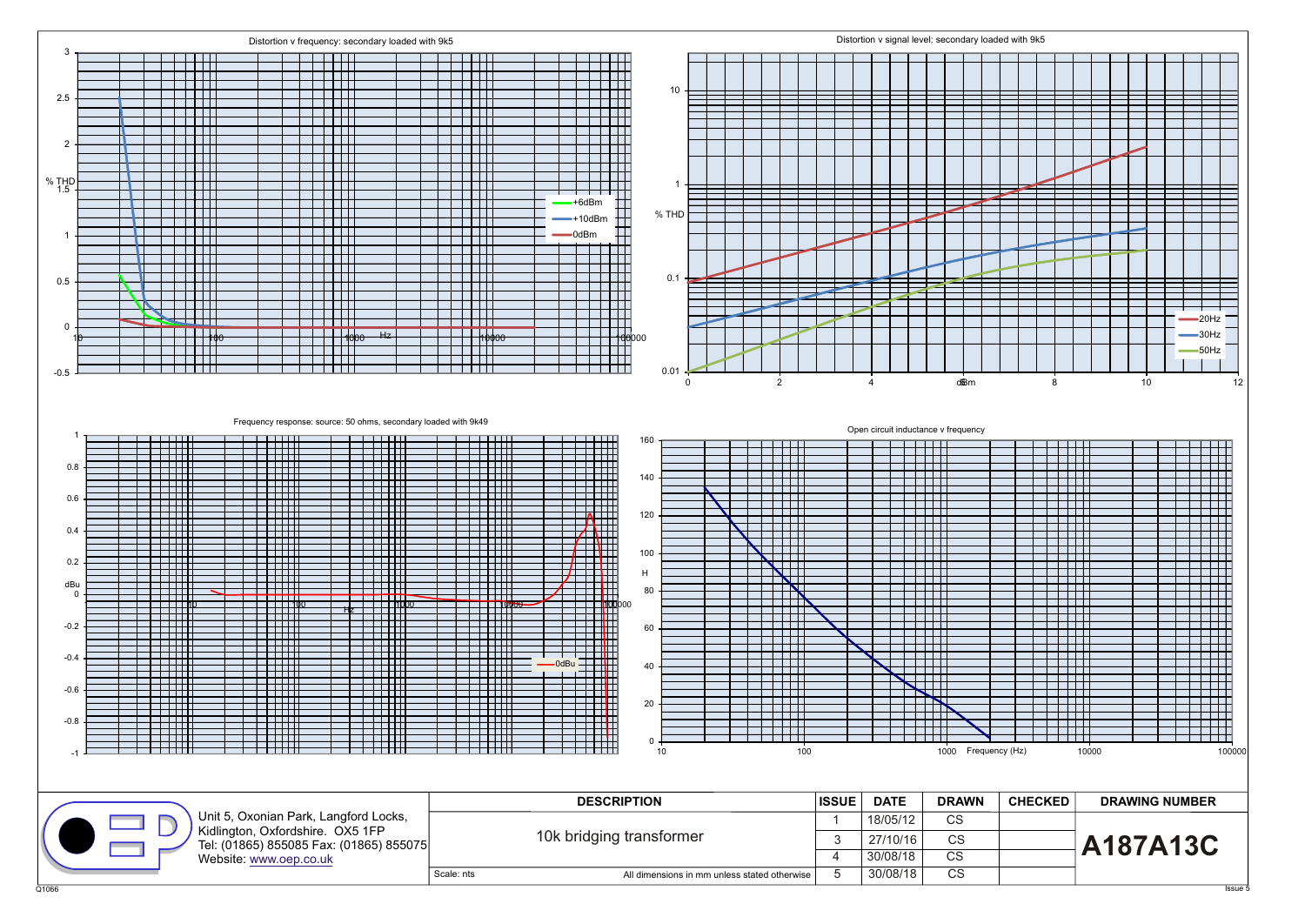### Distortion v frequency: secondary loaded with 9k5

% THD vs Hz — legend: +6dBm, +10dBm, 0dBm

### Distortion v signal level: secondary loaded with 9k5

% THD vs dBm — legend: 20Hz, 30Hz, 50Hz

### Frequency response: source: 50 ohms, secondary loaded with 9k49

dBu vs Hz — legend: 0dBu

### Open circuit inductance v frequency

H vs Frequency (Hz)

Unit 5, Oxonian Park, Langford Locks,
Kidlington, Oxfordshire. OX5 1FP
Tel: (01865) 855085 Fax: (01865) 855075
Website: www.oep.co.uk

| DESCRIPTION | ISSUE | DATE | DRAWN | CHECKED | DRAWING NUMBER |
|---|---|---|---|---|---|
| 10k bridging transformer | 1 | 18/05/12 | CS | | A187A13C |
| | 3 | 27/10/16 | CS | | |
| | 4 | 30/08/18 | CS | | |
| Scale: nts — All dimensions in mm unless stated otherwise | 5 | 30/08/18 | CS | | |

Q1066

Issue 5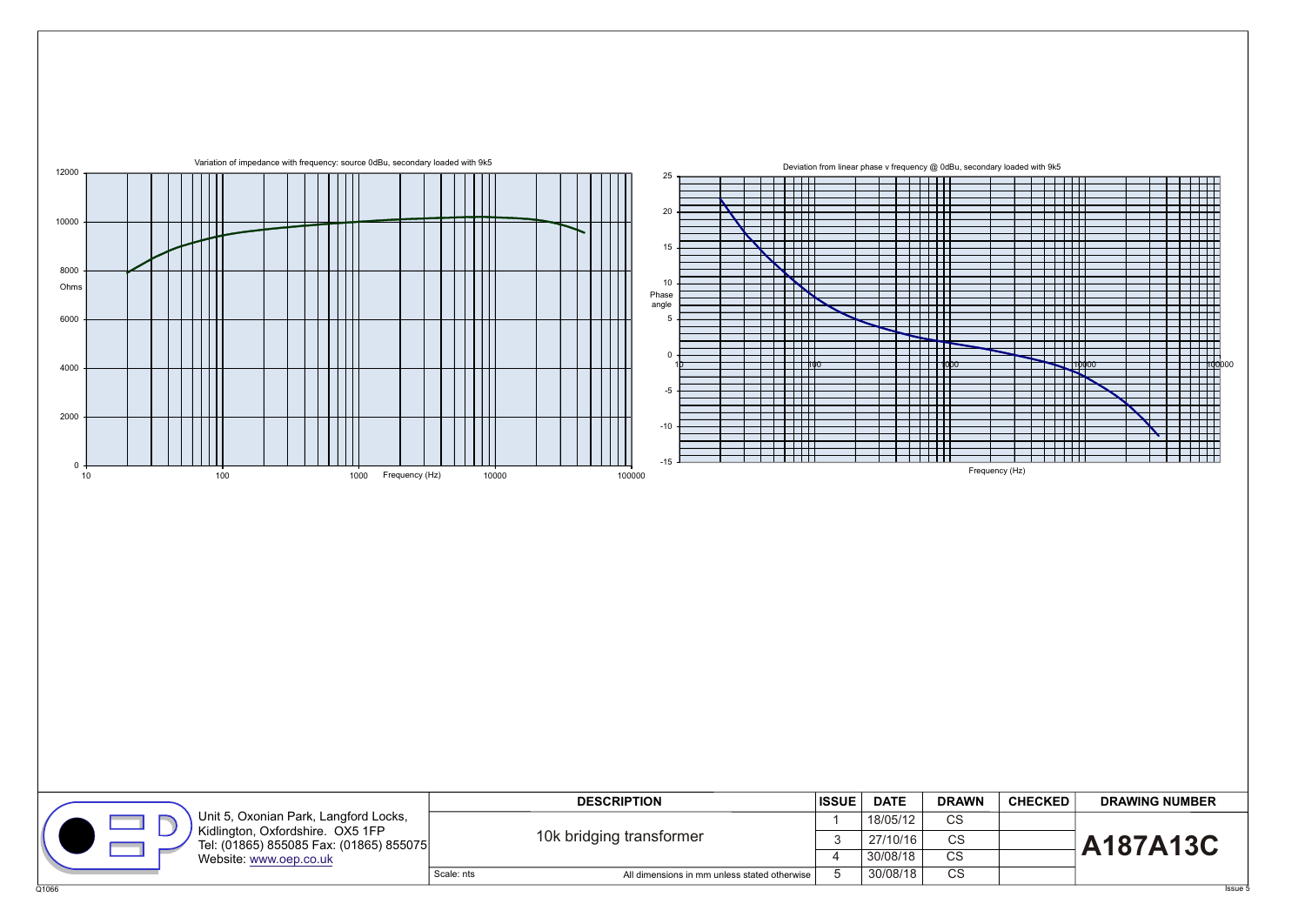Variation of impedance with frequency: source 0dBu, secondary loaded with 9k5

12000
10000
8000
Ohms
6000
4000
2000
0
10
100
1000
Frequency (Hz)
10000
100000

Deviation from linear phase v frequency @ 0dBu, secondary loaded with 9k5

25
20
15
10
Phase angle
5
0
-5
-10
-15
10
100
1000
10000
100000
Frequency (Hz)

Unit 5, Oxonian Park, Langford Locks,
Kidlington, Oxfordshire. OX5 1FP
Tel: (01865) 855085 Fax: (01865) 855075
Website: www.oep.co.uk

| DESCRIPTION | ISSUE | DATE | DRAWN | CHECKED | DRAWING NUMBER |
|---|---|---|---|---|---|
| 10k bridging transformer | 1 | 18/05/12 | CS | | A187A13C |
| | 3 | 27/10/16 | CS | | |
| | 4 | 30/08/18 | CS | | |
| Scale: nts — All dimensions in mm unless stated otherwise | 5 | 30/08/18 | CS | | |

Q1066

Issue 5